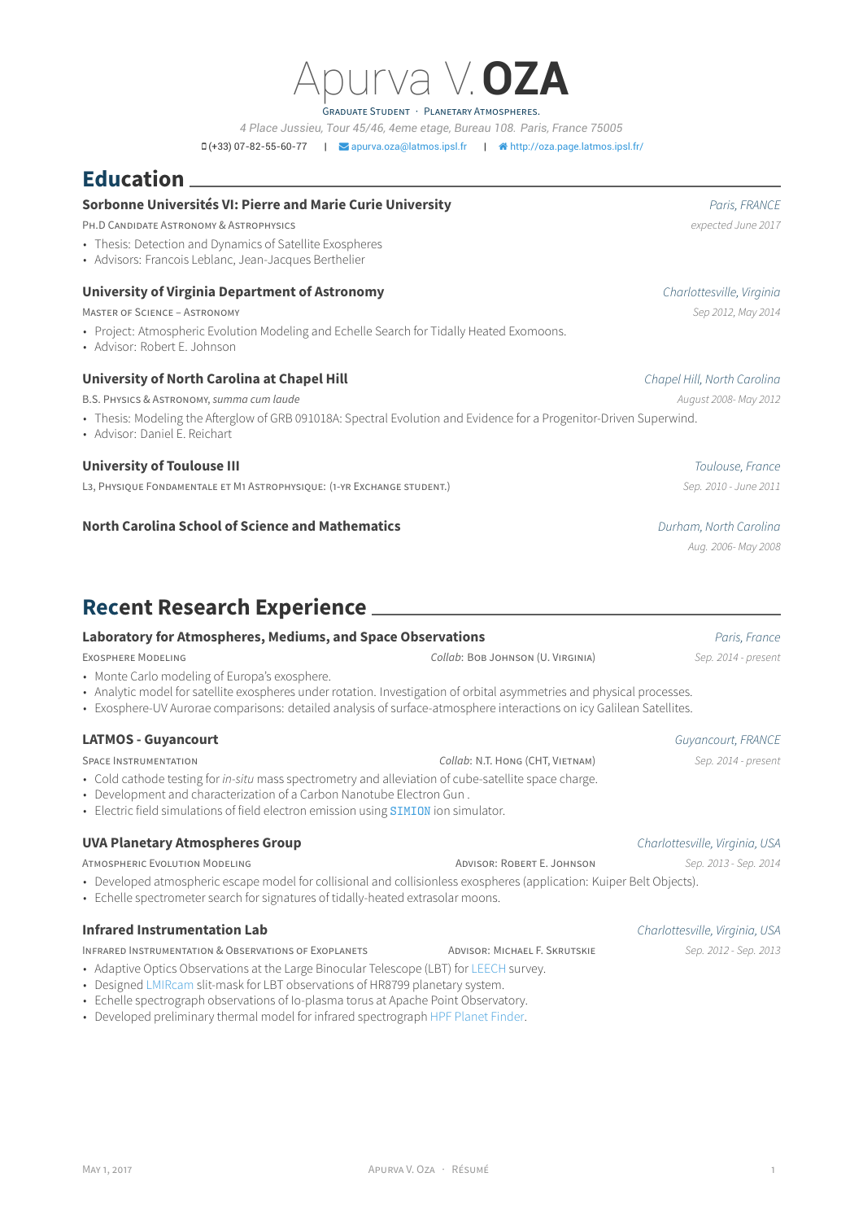# Apurva V. **OZA**

Graduate Student · Planetary Atmospheres.

*4 Place Jussieu, Tour 45/46, 4eme etage, Bureau 108. Paris, France 75005*

(+33) 07-82-55-60-77 | apurva.oza@latmos.ipsl.fr | http://oza.page.latmos.ipsl.fr/

## Education

**Sorbonne Universités VI: Pierre and Marie Curie University** — *Paris, FRANCE*

Ph.D Candidate Astronomy & Astrophysics — *expected June 2017*

- Thesis: Detection and Dynamics of Satellite Exospheres
- Advisors: Francois Leblanc, Jean-Jacques Berthelier

**University of Virginia Department of Astronomy** — *Charlottesville, Virginia*

Master of Science – Astronomy — *Sep 2012, May 2014*

- Project: Atmospheric Evolution Modeling and Echelle Search for Tidally Heated Exomoons.
- Advisor: Robert E. Johnson

**University of North Carolina at Chapel Hill** — *Chapel Hill, North Carolina*

B.S. Physics & Astronomy, *summa cum laude* — *August 2008- May 2012*

- Thesis: Modeling the Afterglow of GRB 091018A: Spectral Evolution and Evidence for a Progenitor-Driven Superwind.
- Advisor: Daniel E. Reichart

**University of Toulouse III** — *Toulouse, France*

L3, Physique Fondamentale et M1 Astrophysique: (1-yr Exchange student.) — *Sep. 2010 - June 2011*

**North Carolina School of Science and Mathematics** — *Durham, North Carolina*

*Aug. 2006- May 2008*

## Recent Research Experience

**Laboratory for Atmospheres, Mediums, and Space Observations** — *Paris, France*

Exosphere Modeling — *Collab*: Bob Johnson (U. Virginia) — *Sep. 2014 - present*

- Monte Carlo modeling of Europa's exosphere.
- Analytic model for satellite exospheres under rotation. Investigation of orbital asymmetries and physical processes.
- Exosphere-UV Aurorae comparisons: detailed analysis of surface-atmosphere interactions on icy Galilean Satellites.

**LATMOS - Guyancourt** — *Guyancourt, FRANCE*

Space Instrumentation — *Collab*: N.T. Hong (CHT, Vietnam) — *Sep. 2014 - present*

- Cold cathode testing for *in-situ* mass spectrometry and alleviation of cube-satellite space charge.
- Development and characterization of a Carbon Nanotube Electron Gun .
- Electric field simulations of field electron emission using `SIMION` ion simulator.

**UVA Planetary Atmospheres Group** — *Charlottesville, Virginia, USA*

Atmospheric Evolution Modeling — Advisor: Robert E. Johnson — *Sep. 2013 - Sep. 2014*

- Developed atmospheric escape model for collisional and collisionless exospheres (application: Kuiper Belt Objects).
- Echelle spectrometer search for signatures of tidally-heated extrasolar moons.

**Infrared Instrumentation Lab** — *Charlottesville, Virginia, USA*

Infrared Instrumentation & Observations of Exoplanets — Advisor: Michael F. Skrutskie — *Sep. 2012 - Sep. 2013*

- Adaptive Optics Observations at the Large Binocular Telescope (LBT) for LEECH survey.
- Designed LMIRcam slit-mask for LBT observations of HR8799 planetary system.
- Echelle spectrograph observations of Io-plasma torus at Apache Point Observatory.
- Developed preliminary thermal model for infrared spectrograph HPF Planet Finder.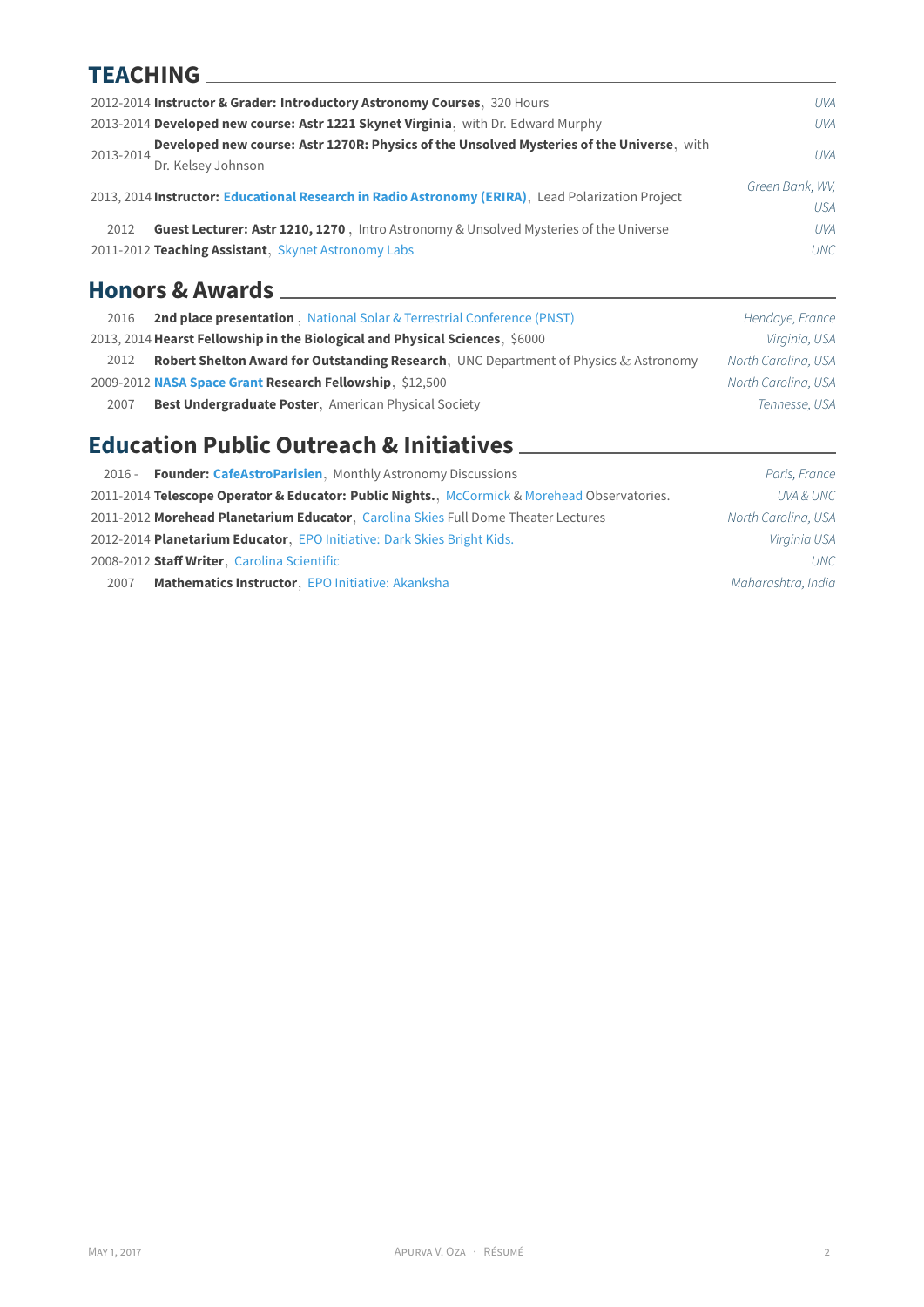## TEACHING

- 2012-2014 **Instructor & Grader: Introductory Astronomy Courses**, 320 Hours — *UVA*
- 2013-2014 **Developed new course: Astr 1221 Skynet Virginia**, with Dr. Edward Murphy — *UVA*
- 2013-2014 **Developed new course: Astr 1270R: Physics of the Unsolved Mysteries of the Universe**, with Dr. Kelsey Johnson — *UVA*
- 2013, 2014 **Instructor: Educational Research in Radio Astronomy (ERIRA)**, Lead Polarization Project — *Green Bank, WV, USA*
- 2012 **Guest Lecturer: Astr 1210, 1270**, Intro Astronomy & Unsolved Mysteries of the Universe — *UVA*
- 2011-2012 **Teaching Assistant**, Skynet Astronomy Labs — *UNC*

## Honors & Awards

- 2016 **2nd place presentation**, National Solar & Terrestrial Conference (PNST) — *Hendaye, France*
- 2013, 2014 **Hearst Fellowship in the Biological and Physical Sciences**, $6000 — *Virginia, USA*
- 2012 **Robert Shelton Award for Outstanding Research**, UNC Department of Physics & Astronomy — *North Carolina, USA*
- 2009-2012 **NASA Space Grant Research Fellowship**, $12,500 — *North Carolina, USA*
- 2007 **Best Undergraduate Poster**, American Physical Society — *Tennesse, USA*

## Education Public Outreach & Initiatives

- 2016 - **Founder: CafeAstroParisien**, Monthly Astronomy Discussions — *Paris, France*
- 2011-2014 **Telescope Operator & Educator: Public Nights.**, McCormick & Morehead Observatories. — *UVA & UNC*
- 2011-2012 **Morehead Planetarium Educator**, Carolina Skies Full Dome Theater Lectures — *North Carolina, USA*
- 2012-2014 **Planetarium Educator**, EPO Initiative: Dark Skies Bright Kids. — *Virginia USA*
- 2008-2012 **Staff Writer**, Carolina Scientific — *UNC*
- 2007 **Mathematics Instructor**, EPO Initiative: Akanksha — *Maharashtra, India*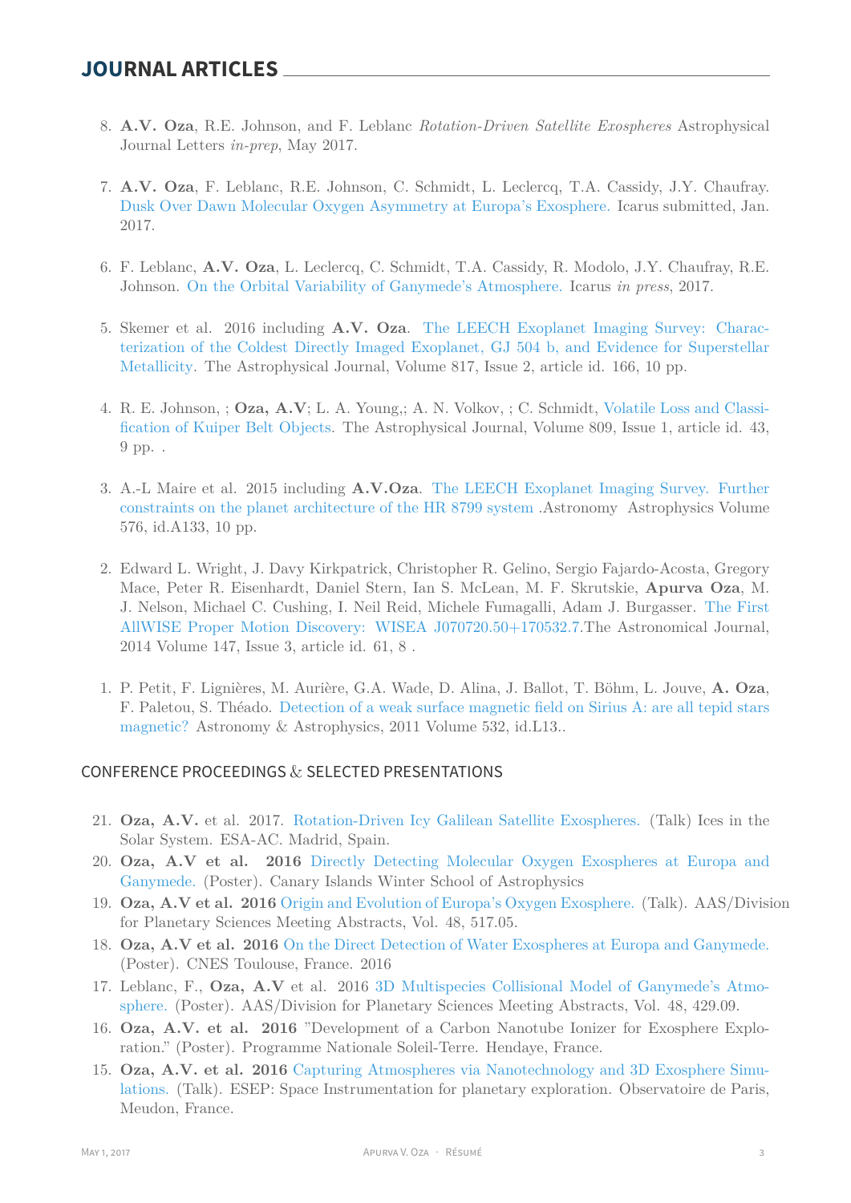## JOURNAL ARTICLES

8. **A.V. Oza**, R.E. Johnson, and F. Leblanc *Rotation-Driven Satellite Exospheres* Astrophysical Journal Letters *in-prep*, May 2017.

7. **A.V. Oza**, F. Leblanc, R.E. Johnson, C. Schmidt, L. Leclercq, T.A. Cassidy, J.Y. Chaufray. Dusk Over Dawn Molecular Oxygen Asymmetry at Europa's Exosphere. Icarus submitted, Jan. 2017.

6. F. Leblanc, **A.V. Oza**, L. Leclercq, C. Schmidt, T.A. Cassidy, R. Modolo, J.Y. Chaufray, R.E. Johnson. On the Orbital Variability of Ganymede's Atmosphere. Icarus *in press*, 2017.

5. Skemer et al. 2016 including **A.V. Oza**. The LEECH Exoplanet Imaging Survey: Characterization of the Coldest Directly Imaged Exoplanet, GJ 504 b, and Evidence for Superstellar Metallicity. The Astrophysical Journal, Volume 817, Issue 2, article id. 166, 10 pp.

4. R. E. Johnson, ; **Oza, A.V**; L. A. Young,; A. N. Volkov, ; C. Schmidt, Volatile Loss and Classification of Kuiper Belt Objects. The Astrophysical Journal, Volume 809, Issue 1, article id. 43, 9 pp. .

3. A.-L Maire et al. 2015 including **A.V.Oza**. The LEECH Exoplanet Imaging Survey. Further constraints on the planet architecture of the HR 8799 system .Astronomy Astrophysics Volume 576, id.A133, 10 pp.

2. Edward L. Wright, J. Davy Kirkpatrick, Christopher R. Gelino, Sergio Fajardo-Acosta, Gregory Mace, Peter R. Eisenhardt, Daniel Stern, Ian S. McLean, M. F. Skrutskie, **Apurva Oza**, M. J. Nelson, Michael C. Cushing, I. Neil Reid, Michele Fumagalli, Adam J. Burgasser. The First AllWISE Proper Motion Discovery: WISEA J070720.50+170532.7.The Astronomical Journal, 2014 Volume 147, Issue 3, article id. 61, 8 .

1. P. Petit, F. Lignières, M. Aurière, G.A. Wade, D. Alina, J. Ballot, T. Böhm, L. Jouve, **A. Oza**, F. Paletou, S. Théado. Detection of a weak surface magnetic field on Sirius A: are all tepid stars magnetic? Astronomy & Astrophysics, 2011 Volume 532, id.L13..

### CONFERENCE PROCEEDINGS & SELECTED PRESENTATIONS

21. **Oza, A.V.** et al. 2017. Rotation-Driven Icy Galilean Satellite Exospheres. (Talk) Ices in the Solar System. ESA-AC. Madrid, Spain.
20. **Oza, A.V et al. 2016** Directly Detecting Molecular Oxygen Exospheres at Europa and Ganymede. (Poster). Canary Islands Winter School of Astrophysics
19. **Oza, A.V et al. 2016** Origin and Evolution of Europa's Oxygen Exosphere. (Talk). AAS/Division for Planetary Sciences Meeting Abstracts, Vol. 48, 517.05.
18. **Oza, A.V et al. 2016** On the Direct Detection of Water Exospheres at Europa and Ganymede. (Poster). CNES Toulouse, France. 2016
17. Leblanc, F., **Oza, A.V** et al. 2016 3D Multispecies Collisional Model of Ganymede's Atmosphere. (Poster). AAS/Division for Planetary Sciences Meeting Abstracts, Vol. 48, 429.09.
16. **Oza, A.V. et al. 2016** "Development of a Carbon Nanotube Ionizer for Exosphere Exploration." (Poster). Programme Nationale Soleil-Terre. Hendaye, France.
15. **Oza, A.V. et al. 2016** Capturing Atmospheres via Nanotechnology and 3D Exosphere Simulations. (Talk). ESEP: Space Instrumentation for planetary exploration. Observatoire de Paris, Meudon, France.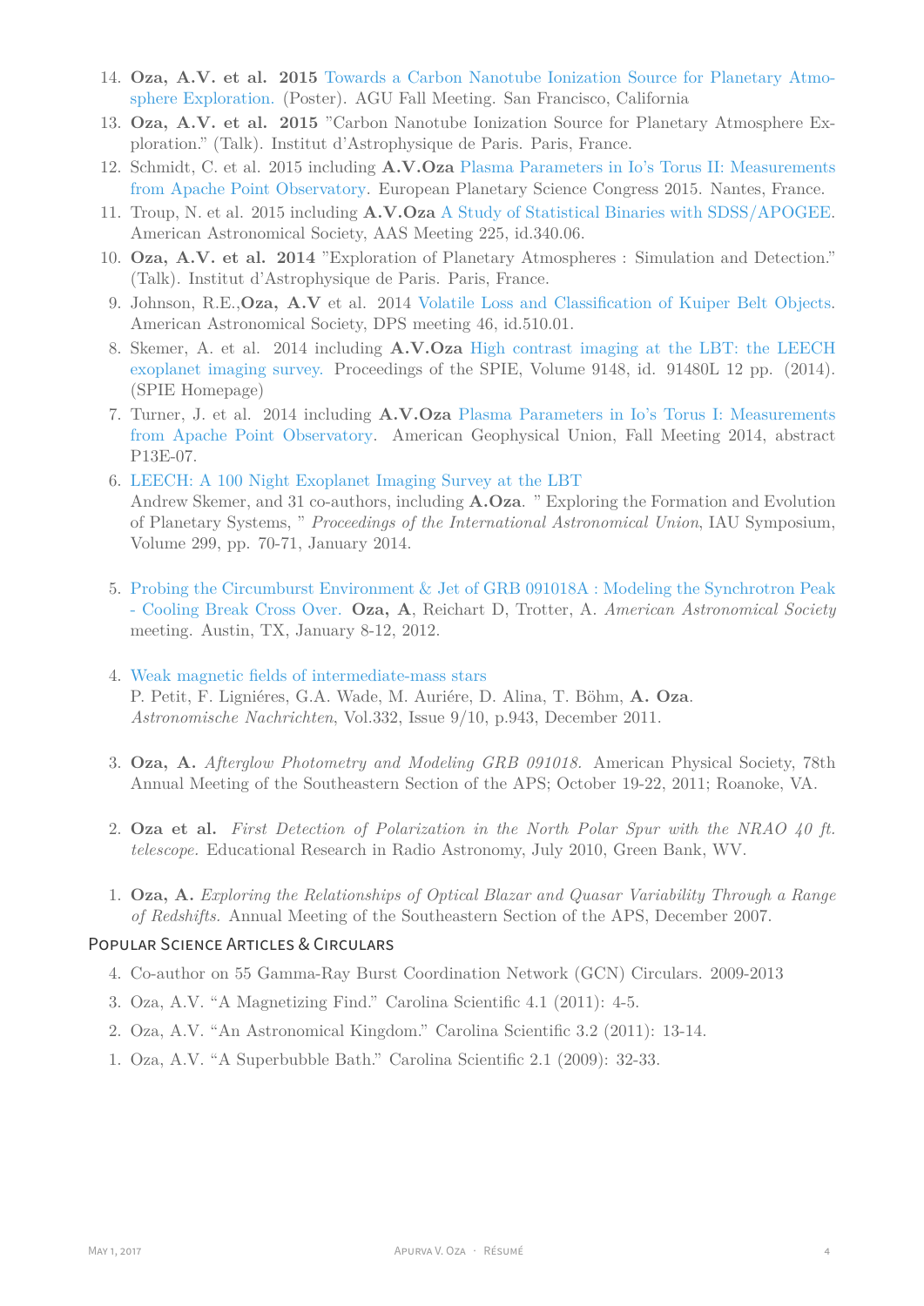14. **Oza, A.V. et al. 2015** Towards a Carbon Nanotube Ionization Source for Planetary Atmosphere Exploration. (Poster). AGU Fall Meeting. San Francisco, California
13. **Oza, A.V. et al. 2015** "Carbon Nanotube Ionization Source for Planetary Atmosphere Exploration." (Talk). Institut d'Astrophysique de Paris. Paris, France.
12. Schmidt, C. et al. 2015 including **A.V.Oza** Plasma Parameters in Io's Torus II: Measurements from Apache Point Observatory. European Planetary Science Congress 2015. Nantes, France.
11. Troup, N. et al. 2015 including **A.V.Oza** A Study of Statistical Binaries with SDSS/APOGEE. American Astronomical Society, AAS Meeting 225, id.340.06.
10. **Oza, A.V. et al. 2014** "Exploration of Planetary Atmospheres : Simulation and Detection." (Talk). Institut d'Astrophysique de Paris. Paris, France.
9. Johnson, R.E.,**Oza, A.V** et al. 2014 Volatile Loss and Classification of Kuiper Belt Objects. American Astronomical Society, DPS meeting 46, id.510.01.
8. Skemer, A. et al. 2014 including **A.V.Oza** High contrast imaging at the LBT: the LEECH exoplanet imaging survey. Proceedings of the SPIE, Volume 9148, id. 91480L 12 pp. (2014). (SPIE Homepage)
7. Turner, J. et al. 2014 including **A.V.Oza** Plasma Parameters in Io's Torus I: Measurements from Apache Point Observatory. American Geophysical Union, Fall Meeting 2014, abstract P13E-07.
6. LEECH: A 100 Night Exoplanet Imaging Survey at the LBT
   Andrew Skemer, and 31 co-authors, including **A.Oza**. " Exploring the Formation and Evolution of Planetary Systems, " *Proceedings of the International Astronomical Union*, IAU Symposium, Volume 299, pp. 70-71, January 2014.
5. Probing the Circumburst Environment & Jet of GRB 091018A : Modeling the Synchrotron Peak - Cooling Break Cross Over. **Oza, A**, Reichart D, Trotter, A. *American Astronomical Society* meeting. Austin, TX, January 8-12, 2012.
4. Weak magnetic fields of intermediate-mass stars
   P. Petit, F. Ligniéres, G.A. Wade, M. Auriére, D. Alina, T. Böhm, **A. Oza**.
   *Astronomische Nachrichten*, Vol.332, Issue 9/10, p.943, December 2011.
3. **Oza, A.** *Afterglow Photometry and Modeling GRB 091018.* American Physical Society, 78th Annual Meeting of the Southeastern Section of the APS; October 19-22, 2011; Roanoke, VA.
2. **Oza et al.** *First Detection of Polarization in the North Polar Spur with the NRAO 40 ft. telescope.* Educational Research in Radio Astronomy, July 2010, Green Bank, WV.
1. **Oza, A.** *Exploring the Relationships of Optical Blazar and Quasar Variability Through a Range of Redshifts.* Annual Meeting of the Southeastern Section of the APS, December 2007.

## Popular Science Articles & Circulars

4. Co-author on 55 Gamma-Ray Burst Coordination Network (GCN) Circulars. 2009-2013
3. Oza, A.V. "A Magnetizing Find." Carolina Scientific 4.1 (2011): 4-5.
2. Oza, A.V. "An Astronomical Kingdom." Carolina Scientific 3.2 (2011): 13-14.
1. Oza, A.V. "A Superbubble Bath." Carolina Scientific 2.1 (2009): 32-33.